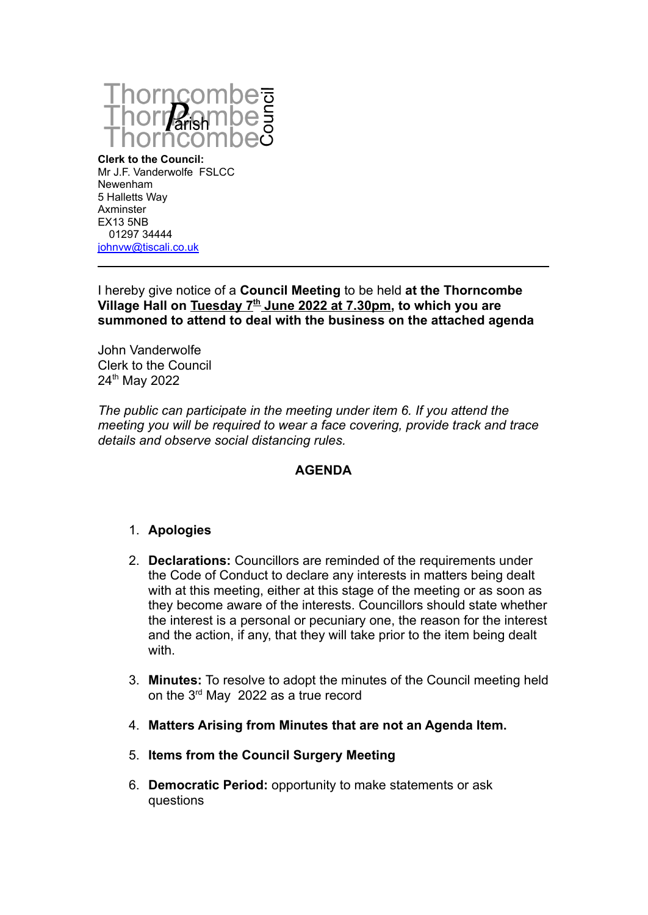Thorncombe Parish Council

**Clerk to the Council:**
Mr J.F. Vanderwolfe FSLCC
Newenham
5 Halletts Way
Axminster
EX13 5NB
01297 34444
johnvw@tiscali.co.uk

---

I hereby give notice of a **Council Meeting** to be held **at the Thorncombe Village Hall on Tuesday 7th June 2022 at 7.30pm, to which you are summoned to attend to deal with the business on the attached agenda**

John Vanderwolfe
Clerk to the Council
24th May 2022

*The public can participate in the meeting under item 6. If you attend the meeting you will be required to wear a face covering, provide track and trace details and observe social distancing rules.*

**AGENDA**

1. **Apologies**

2. **Declarations:** Councillors are reminded of the requirements under the Code of Conduct to declare any interests in matters being dealt with at this meeting, either at this stage of the meeting or as soon as they become aware of the interests. Councillors should state whether the interest is a personal or pecuniary one, the reason for the interest and the action, if any, that they will take prior to the item being dealt with.

3. **Minutes:** To resolve to adopt the minutes of the Council meeting held on the 3rd May 2022 as a true record

4. **Matters Arising from Minutes that are not an Agenda Item.**

5. **Items from the Council Surgery Meeting**

6. **Democratic Period:** opportunity to make statements or ask questions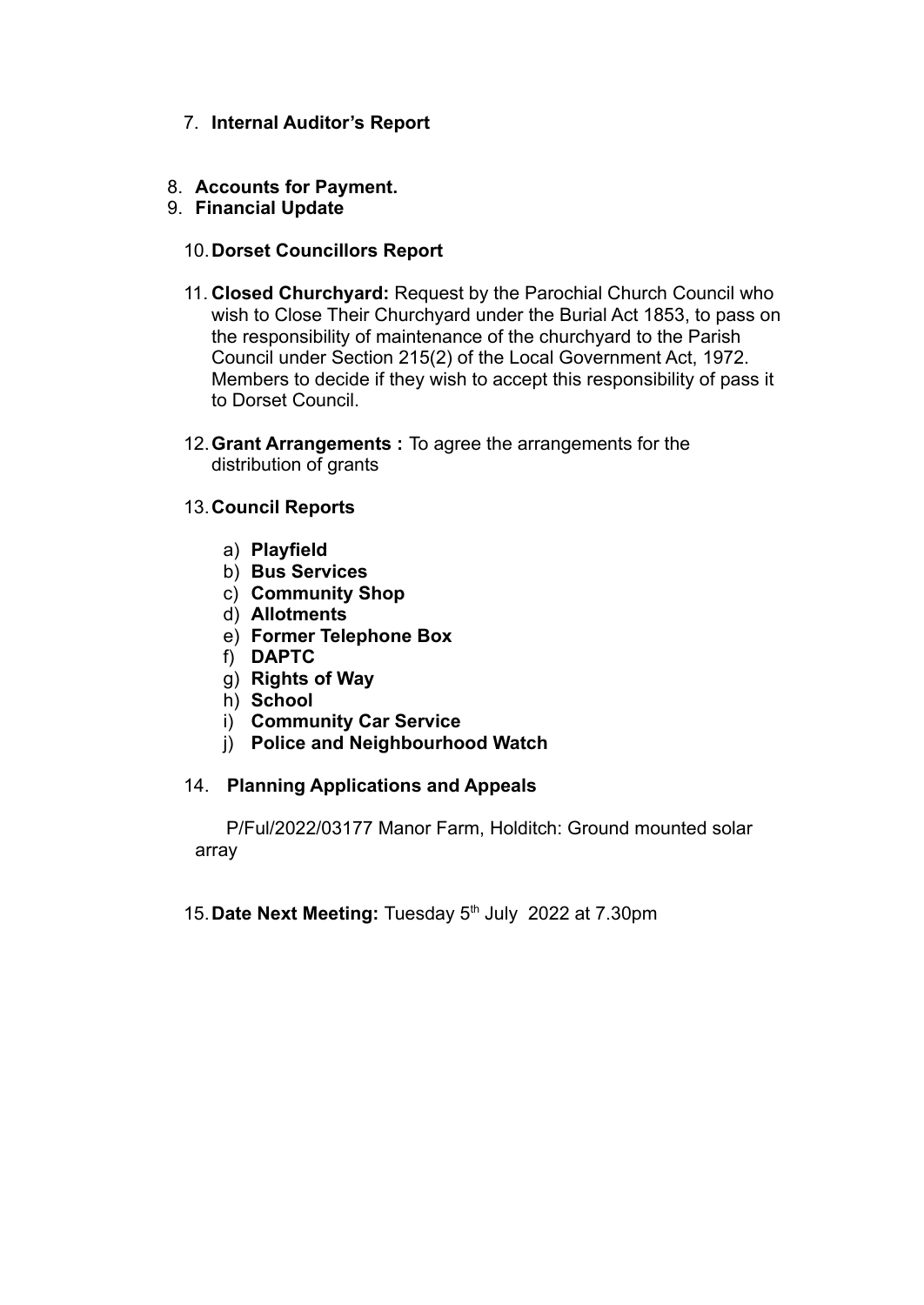7. **Internal Auditor's Report**

8. **Accounts for Payment.**
9. **Financial Update**

10. **Dorset Councillors Report**

11. **Closed Churchyard:** Request by the Parochial Church Council who wish to Close Their Churchyard under the Burial Act 1853, to pass on the responsibility of maintenance of the churchyard to the Parish Council under Section 215(2) of the Local Government Act, 1972. Members to decide if they wish to accept this responsibility of pass it to Dorset Council.

12. **Grant Arrangements :** To agree the arrangements for the distribution of grants

13. **Council Reports**

    a) **Playfield**
    b) **Bus Services**
    c) **Community Shop**
    d) **Allotments**
    e) **Former Telephone Box**
    f) **DAPTC**
    g) **Rights of Way**
    h) **School**
    i) **Community Car Service**
    j) **Police and Neighbourhood Watch**

14. **Planning Applications and Appeals**

P/Ful/2022/03177 Manor Farm, Holditch: Ground mounted solar array

15. **Date Next Meeting:** Tuesday 5th July 2022 at 7.30pm